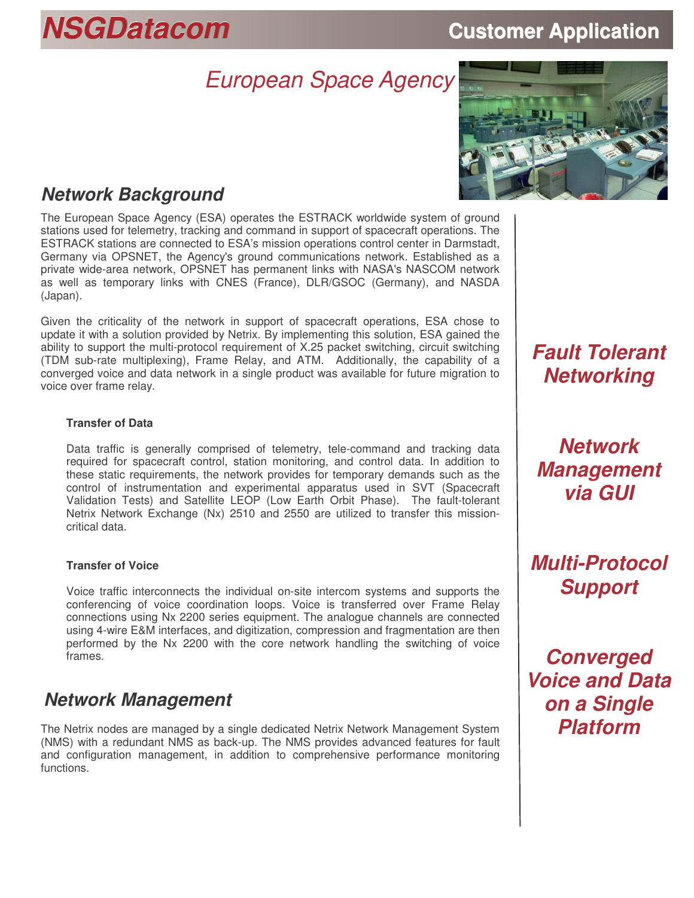**NSGDatacom** **Customer Application**

# European Space Agency

## Network Background

The European Space Agency (ESA) operates the ESTRACK worldwide system of ground stations used for telemetry, tracking and command in support of spacecraft operations. The ESTRACK stations are connected to ESA's mission operations control center in Darmstadt, Germany via OPSNET, the Agency's ground communications network. Established as a private wide-area network, OPSNET has permanent links with NASA's NASCOM network as well as temporary links with CNES (France), DLR/GSOC (Germany), and NASDA (Japan).

Given the criticality of the network in support of spacecraft operations, ESA chose to update it with a solution provided by Netrix. By implementing this solution, ESA gained the ability to support the multi-protocol requirement of X.25 packet switching, circuit switching (TDM sub-rate multiplexing), Frame Relay, and ATM. Additionally, the capability of a converged voice and data network in a single product was available for future migration to voice over frame relay.

**Transfer of Data**

Data traffic is generally comprised of telemetry, tele-command and tracking data required for spacecraft control, station monitoring, and control data. In addition to these static requirements, the network provides for temporary demands such as the control of instrumentation and experimental apparatus used in SVT (Spacecraft Validation Tests) and Satellite LEOP (Low Earth Orbit Phase). The fault-tolerant Netrix Network Exchange (Nx) 2510 and 2550 are utilized to transfer this mission-critical data.

**Transfer of Voice**

Voice traffic interconnects the individual on-site intercom systems and supports the conferencing of voice coordination loops. Voice is transferred over Frame Relay connections using Nx 2200 series equipment. The analogue channels are connected using 4-wire E&M interfaces, and digitization, compression and fragmentation are then performed by the Nx 2200 with the core network handling the switching of voice frames.

## Network Management

The Netrix nodes are managed by a single dedicated Netrix Network Management System (NMS) with a redundant NMS as back-up. The NMS provides advanced features for fault and configuration management, in addition to comprehensive performance monitoring functions.

***Fault Tolerant Networking***

***Network Management via GUI***

***Multi-Protocol Support***

***Converged Voice and Data on a Single Platform***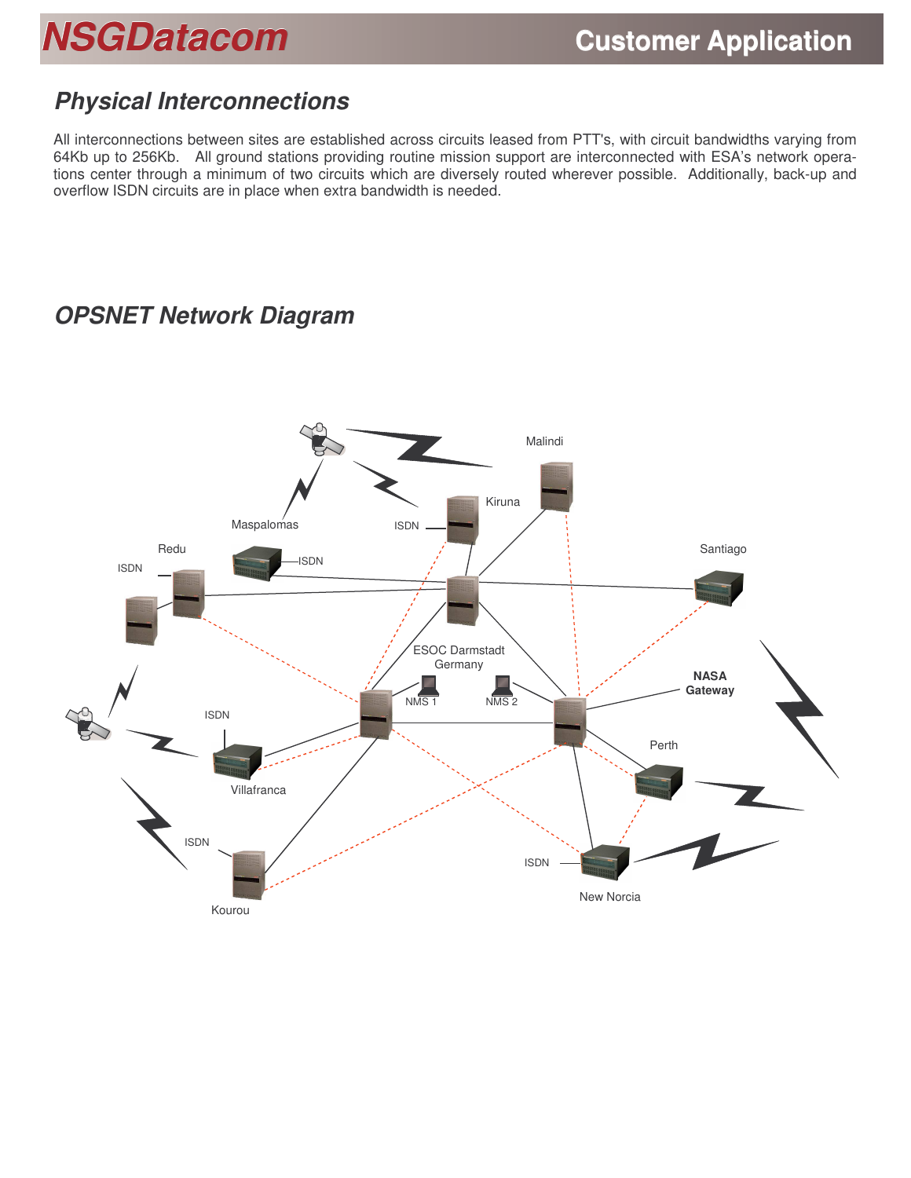## Physical Interconnections

All interconnections between sites are established across circuits leased from PTT's, with circuit bandwidths varying from 64Kb up to 256Kb. All ground stations providing routine mission support are interconnected with ESA's network operations center through a minimum of two circuits which are diversely routed wherever possible. Additionally, back-up and overflow ISDN circuits are in place when extra bandwidth is needed.

## OPSNET Network Diagram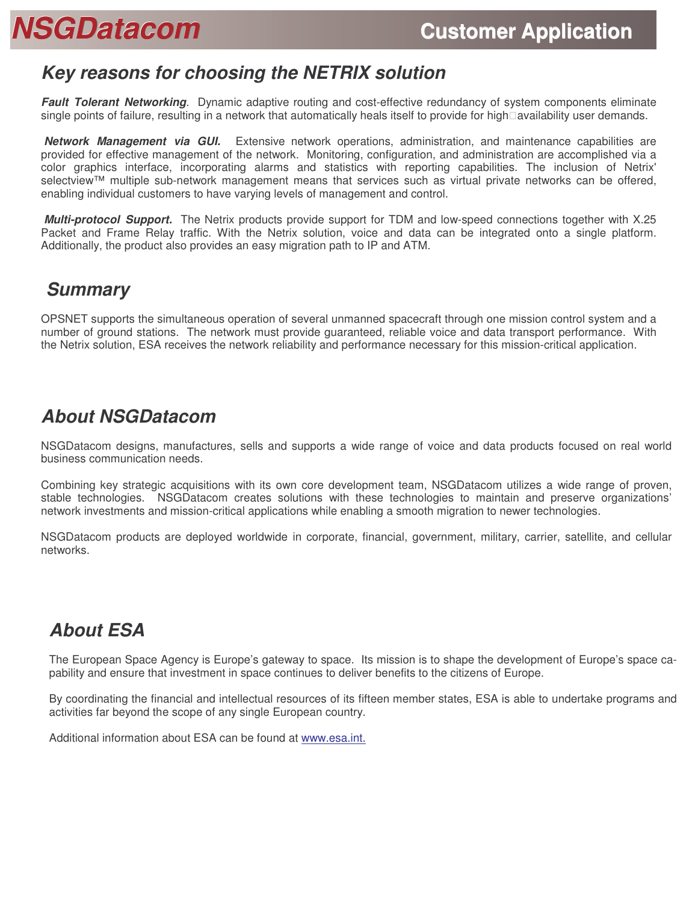## Key reasons for choosing the NETRIX solution

***Fault Tolerant Networking***. Dynamic adaptive routing and cost-effective redundancy of system components eliminate single points of failure, resulting in a network that automatically heals itself to provide for high availability user demands.

***Network Management via GUI.*** Extensive network operations, administration, and maintenance capabilities are provided for effective management of the network. Monitoring, configuration, and administration are accomplished via a color graphics interface, incorporating alarms and statistics with reporting capabilities. The inclusion of Netrix' selectview™ multiple sub-network management means that services such as virtual private networks can be offered, enabling individual customers to have varying levels of management and control.

***Multi-protocol Support.*** The Netrix products provide support for TDM and low-speed connections together with X.25 Packet and Frame Relay traffic. With the Netrix solution, voice and data can be integrated onto a single platform. Additionally, the product also provides an easy migration path to IP and ATM.

## Summary

OPSNET supports the simultaneous operation of several unmanned spacecraft through one mission control system and a number of ground stations. The network must provide guaranteed, reliable voice and data transport performance. With the Netrix solution, ESA receives the network reliability and performance necessary for this mission-critical application.

## About NSGDatacom

NSGDatacom designs, manufactures, sells and supports a wide range of voice and data products focused on real world business communication needs.

Combining key strategic acquisitions with its own core development team, NSGDatacom utilizes a wide range of proven, stable technologies. NSGDatacom creates solutions with these technologies to maintain and preserve organizations' network investments and mission-critical applications while enabling a smooth migration to newer technologies.

NSGDatacom products are deployed worldwide in corporate, financial, government, military, carrier, satellite, and cellular networks.

## About ESA

The European Space Agency is Europe's gateway to space. Its mission is to shape the development of Europe's space capability and ensure that investment in space continues to deliver benefits to the citizens of Europe.

By coordinating the financial and intellectual resources of its fifteen member states, ESA is able to undertake programs and activities far beyond the scope of any single European country.

Additional information about ESA can be found at www.esa.int.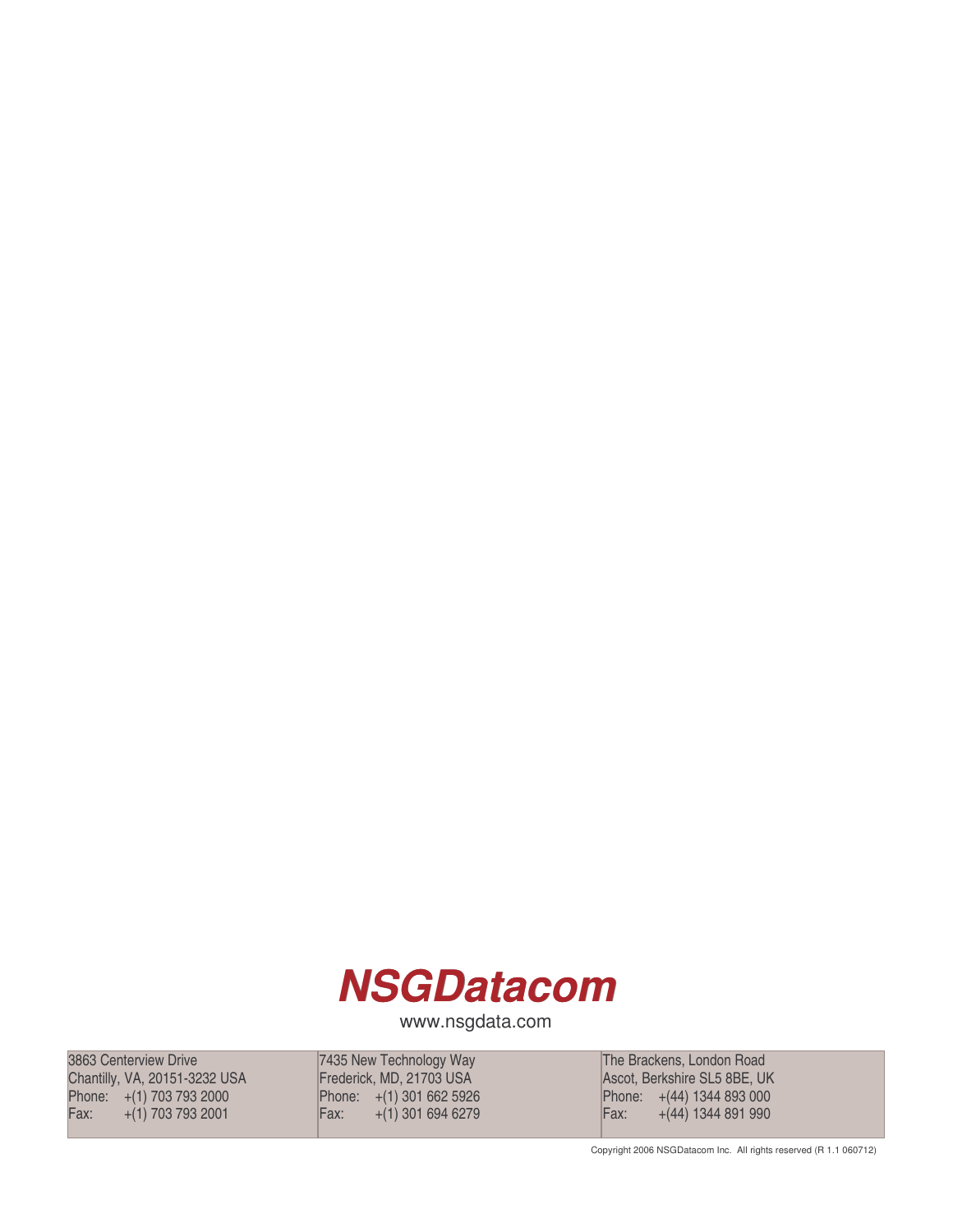**NSGDatacom**

www.nsgdata.com

| | | |
|---|---|---|
| 3863 Centerview Drive<br>Chantilly, VA, 20151-3232 USA<br>Phone: +(1) 703 793 2000<br>Fax: +(1) 703 793 2001 | 7435 New Technology Way<br>Frederick, MD, 21703 USA<br>Phone: +(1) 301 662 5926<br>Fax: +(1) 301 694 6279 | The Brackens, London Road<br>Ascot, Berkshire SL5 8BE, UK<br>Phone: +(44) 1344 893 000<br>Fax: +(44) 1344 891 990 |

Copyright 2006 NSGDatacom Inc. All rights reserved (R 1.1 060712)